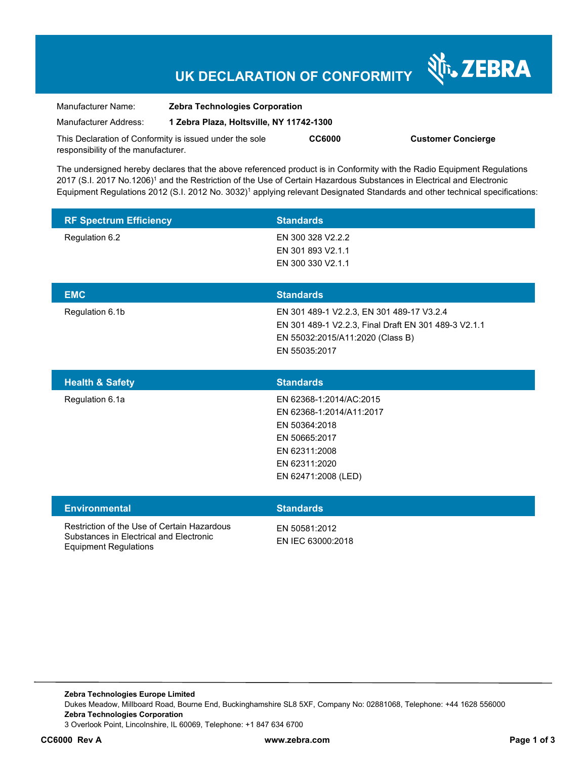# UK DECLARATION OF CONFORMITY

| | |
|---|---|
| Manufacturer Name: | **Zebra Technologies Corporation** |
| Manufacturer Address: | **1 Zebra Plaza, Holtsville, NY 11742-1300** |

This Declaration of Conformity is issued under the sole responsibility of the manufacturer. **CC6000** **Customer Concierge**

The undersigned hereby declares that the above referenced product is in Conformity with the Radio Equipment Regulations 2017 (S.I. 2017 No.1206)[1] and the Restriction of the Use of Certain Hazardous Substances in Electrical and Electronic Equipment Regulations 2012 (S.I. 2012 No. 3032)[1] applying relevant Designated Standards and other technical specifications:

| RF Spectrum Efficiency | Standards |
|---|---|
| Regulation 6.2 | EN 300 328 V2.2.2<br>EN 301 893 V2.1.1<br>EN 300 330 V2.1.1 |

| EMC | Standards |
|---|---|
| Regulation 6.1b | EN 301 489-1 V2.2.3, EN 301 489-17 V3.2.4<br>EN 301 489-1 V2.2.3, Final Draft EN 301 489-3 V2.1.1<br>EN 55032:2015/A11:2020 (Class B)<br>EN 55035:2017 |

| Health & Safety | Standards |
|---|---|
| Regulation 6.1a | EN 62368-1:2014/AC:2015<br>EN 62368-1:2014/A11:2017<br>EN 50364:2018<br>EN 50665:2017<br>EN 62311:2008<br>EN 62311:2020<br>EN 62471:2008 (LED) |

| Environmental | Standards |
|---|---|
| Restriction of the Use of Certain Hazardous Substances in Electrical and Electronic Equipment Regulations | EN 50581:2012<br>EN IEC 63000:2018 |

**Zebra Technologies Europe Limited**
Dukes Meadow, Millboard Road, Bourne End, Buckinghamshire SL8 5XF, Company No: 02881068, Telephone: +44 1628 556000
**Zebra Technologies Corporation**
3 Overlook Point, Lincolnshire, IL 60069, Telephone: +1 847 634 6700

**CC6000 Rev A** **www.zebra.com**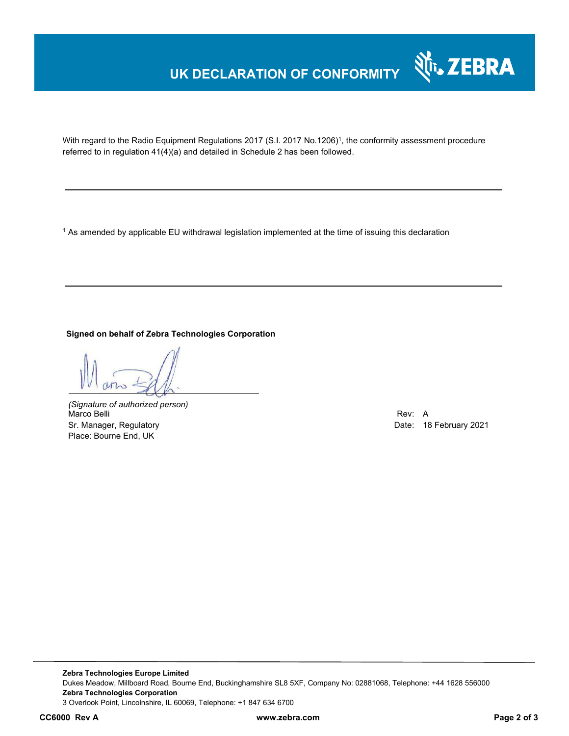# UK DECLARATION OF CONFORMITY

With regard to the Radio Equipment Regulations 2017 (S.I. 2017 No.1206)[1], the conformity assessment procedure referred to in regulation 41(4)(a) and detailed in Schedule 2 has been followed.

---

[1] As amended by applicable EU withdrawal legislation implemented at the time of issuing this declaration

---

**Signed on behalf of Zebra Technologies Corporation**

*(Signature of authorized person)*
Marco Belli
Sr. Manager, Regulatory
Place: Bourne End, UK

Rev: A
Date: 18 February 2021

---

**Zebra Technologies Europe Limited**
Dukes Meadow, Millboard Road, Bourne End, Buckinghamshire SL8 5XF, Company No: 02881068, Telephone: +44 1628 556000
**Zebra Technologies Corporation**
3 Overlook Point, Lincolnshire, IL 60069, Telephone: +1 847 634 6700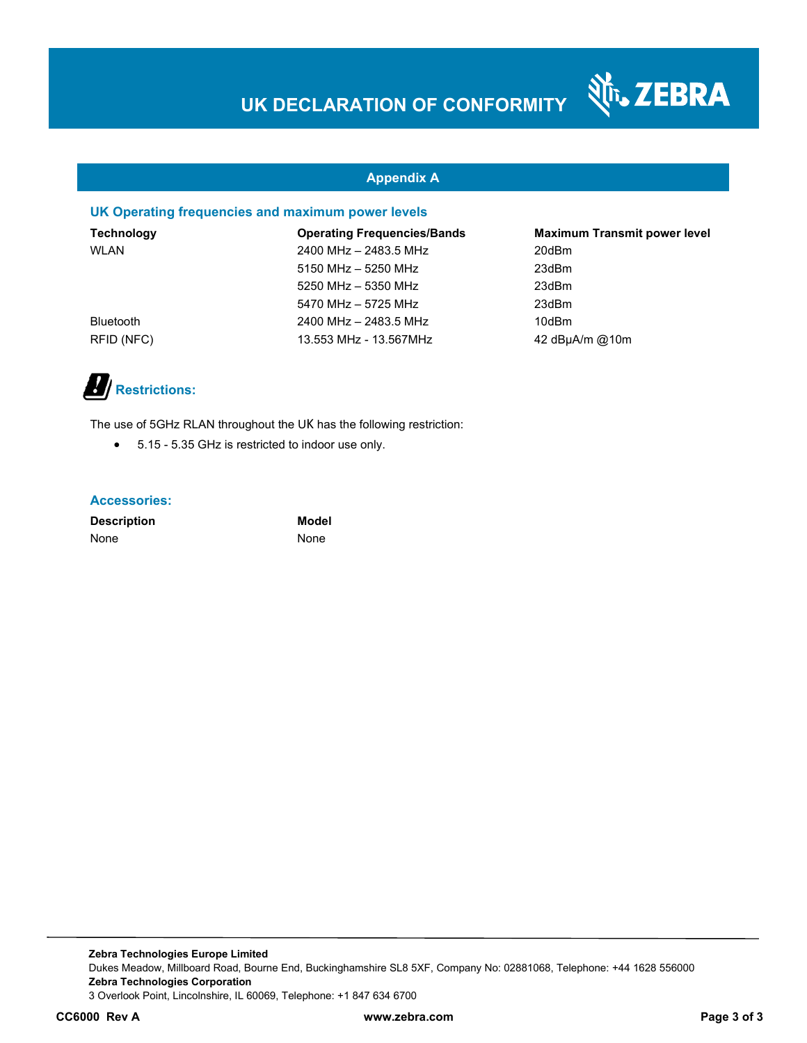# UK DECLARATION OF CONFORMITY

## Appendix A

### UK Operating frequencies and maximum power levels

| Technology | Operating Frequencies/Bands | Maximum Transmit power level |
|---|---|---|
| WLAN | 2400 MHz – 2483.5 MHz | 20dBm |
| | 5150 MHz – 5250 MHz | 23dBm |
| | 5250 MHz – 5350 MHz | 23dBm |
| | 5470 MHz – 5725 MHz | 23dBm |
| Bluetooth | 2400 MHz – 2483.5 MHz | 10dBm |
| RFID (NFC) | 13.553 MHz - 13.567MHz | 42 dBμA/m @10m |

### Restrictions:

The use of 5GHz RLAN throughout the UK has the following restriction:

- 5.15 - 5.35 GHz is restricted to indoor use only.

### Accessories:

| Description | Model |
|---|---|
| None | None |

**Zebra Technologies Europe Limited**
Dukes Meadow, Millboard Road, Bourne End, Buckinghamshire SL8 5XF, Company No: 02881068, Telephone: +44 1628 556000
**Zebra Technologies Corporation**
3 Overlook Point, Lincolnshire, IL 60069, Telephone: +1 847 634 6700

**CC6000 Rev A** **www.zebra.com**